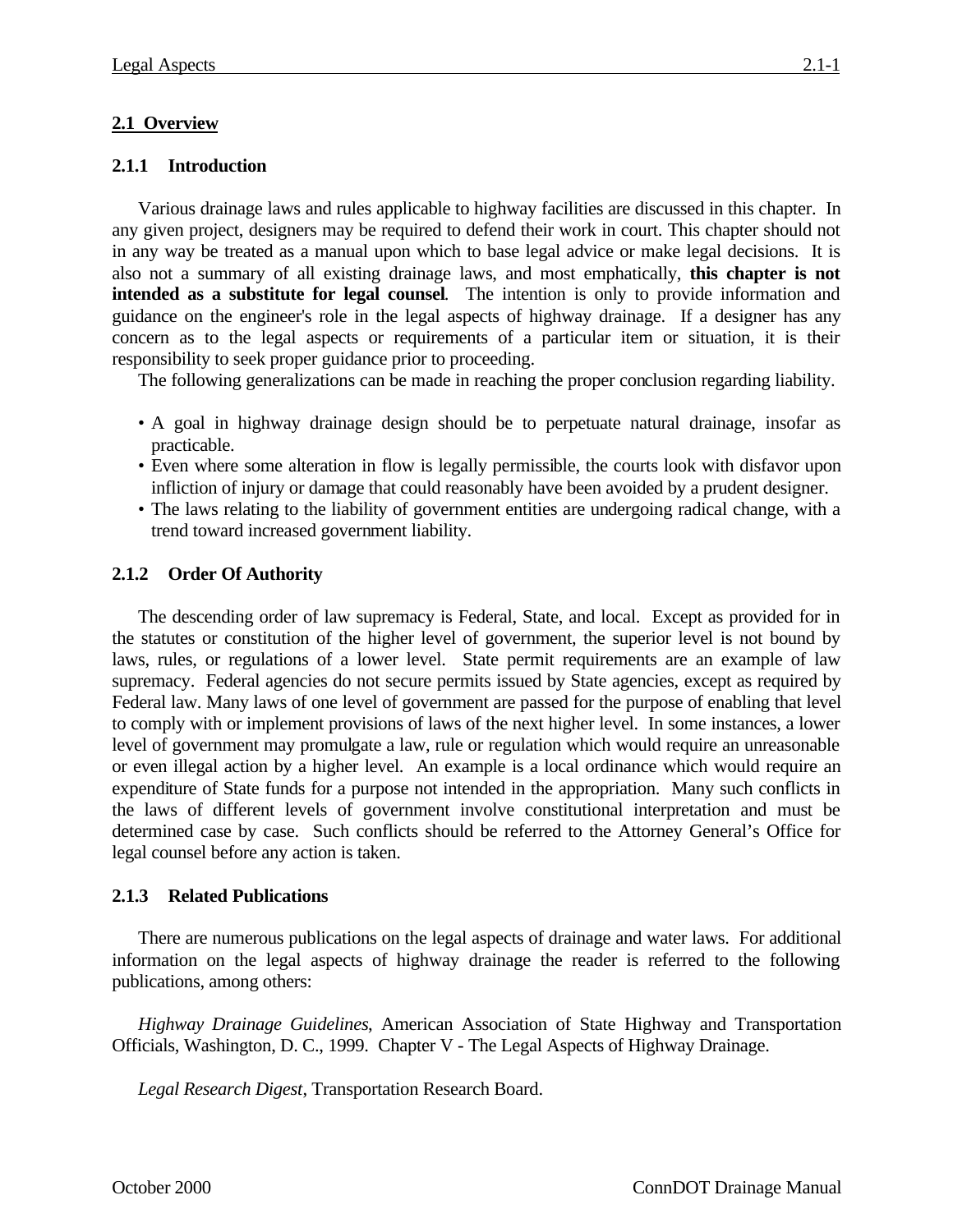## 2.1 Overview

### 2.1.1 Introduction

Various drainage laws and rules applicable to highway facilities are discussed in this chapter. In any given project, designers may be required to defend their work in court. This chapter should not in any way be treated as a manual upon which to base legal advice or make legal decisions. It is also not a summary of all existing drainage laws, and most emphatically, **this chapter is not intended as a substitute for legal counsel**. The intention is only to provide information and guidance on the engineer's role in the legal aspects of highway drainage. If a designer has any concern as to the legal aspects or requirements of a particular item or situation, it is their responsibility to seek proper guidance prior to proceeding.

The following generalizations can be made in reaching the proper conclusion regarding liability.

- A goal in highway drainage design should be to perpetuate natural drainage, insofar as practicable.
- Even where some alteration in flow is legally permissible, the courts look with disfavor upon infliction of injury or damage that could reasonably have been avoided by a prudent designer.
- The laws relating to the liability of government entities are undergoing radical change, with a trend toward increased government liability.

### 2.1.2 Order Of Authority

The descending order of law supremacy is Federal, State, and local. Except as provided for in the statutes or constitution of the higher level of government, the superior level is not bound by laws, rules, or regulations of a lower level. State permit requirements are an example of law supremacy. Federal agencies do not secure permits issued by State agencies, except as required by Federal law. Many laws of one level of government are passed for the purpose of enabling that level to comply with or implement provisions of laws of the next higher level. In some instances, a lower level of government may promulgate a law, rule or regulation which would require an unreasonable or even illegal action by a higher level. An example is a local ordinance which would require an expenditure of State funds for a purpose not intended in the appropriation. Many such conflicts in the laws of different levels of government involve constitutional interpretation and must be determined case by case. Such conflicts should be referred to the Attorney General's Office for legal counsel before any action is taken.

### 2.1.3 Related Publications

There are numerous publications on the legal aspects of drainage and water laws. For additional information on the legal aspects of highway drainage the reader is referred to the following publications, among others:

*Highway Drainage Guidelines*, American Association of State Highway and Transportation Officials, Washington, D. C., 1999. Chapter V - The Legal Aspects of Highway Drainage.

*Legal Research Digest*, Transportation Research Board.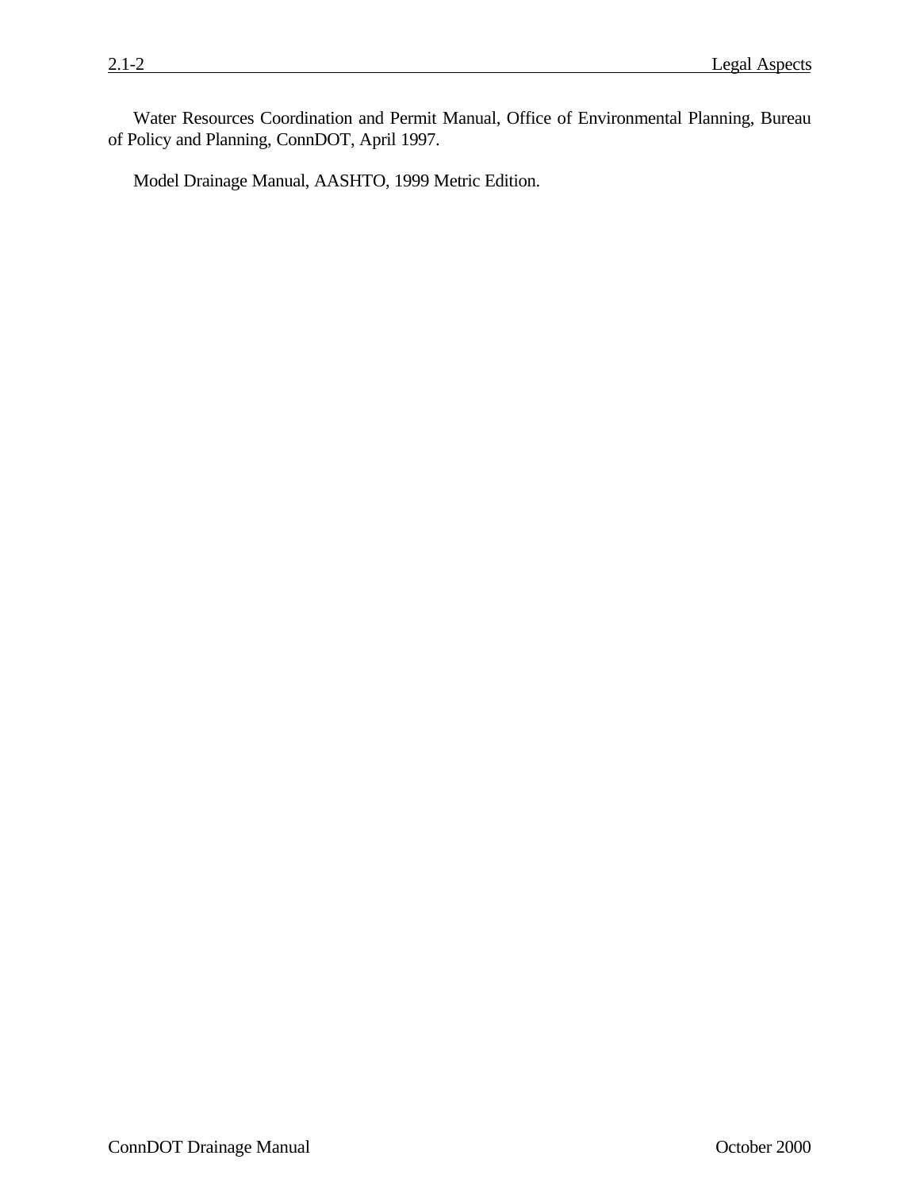Water Resources Coordination and Permit Manual, Office of Environmental Planning, Bureau of Policy and Planning, ConnDOT, April 1997.

Model Drainage Manual, AASHTO, 1999 Metric Edition.